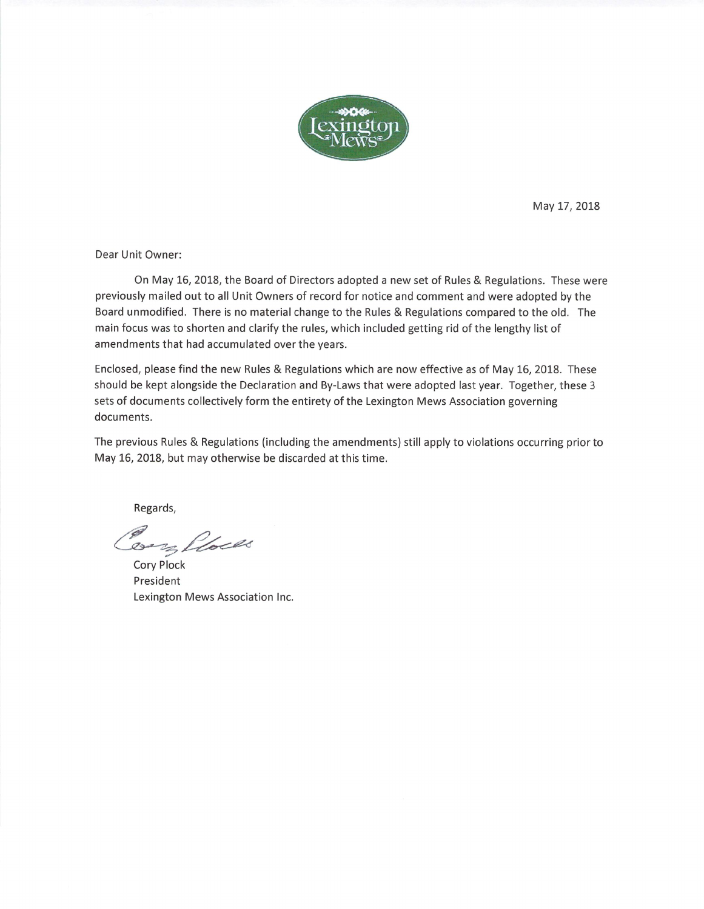Lexington Mews

May 17, 2018

Dear Unit Owner:

On May 16, 2018, the Board of Directors adopted a new set of Rules & Regulations. These were previously mailed out to all Unit Owners of record for notice and comment and were adopted by the Board unmodified. There is no material change to the Rules & Regulations compared to the old. The main focus was to shorten and clarify the rules, which included getting rid of the lengthy list of amendments that had accumulated over the years.

Enclosed, please find the new Rules & Regulations which are now effective as of May 16, 2018. These should be kept alongside the Declaration and By-Laws that were adopted last year. Together, these 3 sets of documents collectively form the entirety of the Lexington Mews Association governing documents.

The previous Rules & Regulations (including the amendments) still apply to violations occurring prior to May 16, 2018, but may otherwise be discarded at this time.

Regards,

Cory Plock
President
Lexington Mews Association Inc.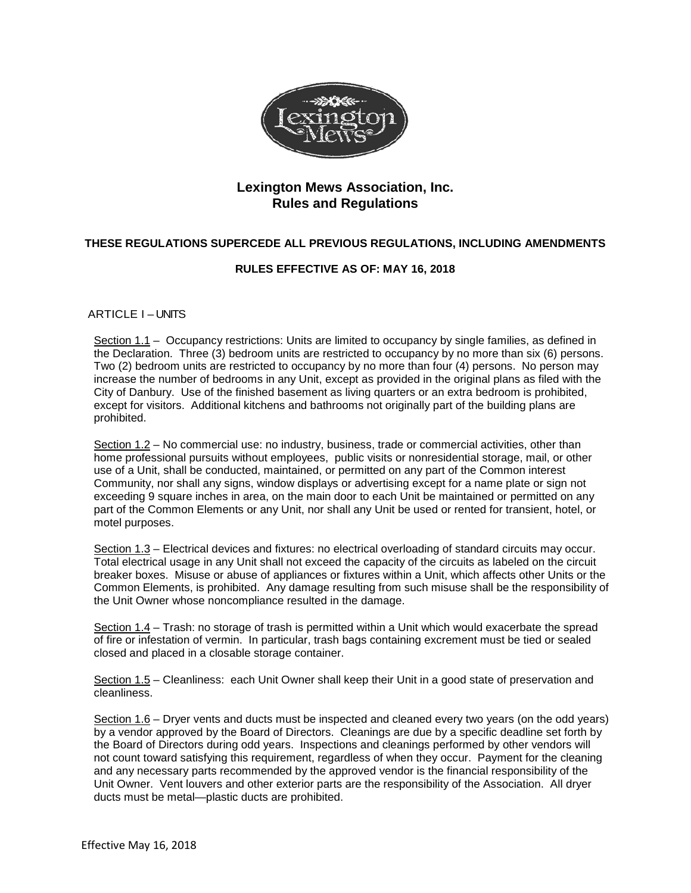# Lexington Mews Association, Inc.
# Rules and Regulations

**THESE REGULATIONS SUPERCEDE ALL PREVIOUS REGULATIONS, INCLUDING AMENDMENTS**

**RULES EFFECTIVE AS OF: MAY 16, 2018**

## ARTICLE I – UNITS

Section 1.1 – Occupancy restrictions: Units are limited to occupancy by single families, as defined in the Declaration. Three (3) bedroom units are restricted to occupancy by no more than six (6) persons. Two (2) bedroom units are restricted to occupancy by no more than four (4) persons. No person may increase the number of bedrooms in any Unit, except as provided in the original plans as filed with the City of Danbury. Use of the finished basement as living quarters or an extra bedroom is prohibited, except for visitors. Additional kitchens and bathrooms not originally part of the building plans are prohibited.

Section 1.2 – No commercial use: no industry, business, trade or commercial activities, other than home professional pursuits without employees, public visits or nonresidential storage, mail, or other use of a Unit, shall be conducted, maintained, or permitted on any part of the Common interest Community, nor shall any signs, window displays or advertising except for a name plate or sign not exceeding 9 square inches in area, on the main door to each Unit be maintained or permitted on any part of the Common Elements or any Unit, nor shall any Unit be used or rented for transient, hotel, or motel purposes.

Section 1.3 – Electrical devices and fixtures: no electrical overloading of standard circuits may occur. Total electrical usage in any Unit shall not exceed the capacity of the circuits as labeled on the circuit breaker boxes. Misuse or abuse of appliances or fixtures within a Unit, which affects other Units or the Common Elements, is prohibited. Any damage resulting from such misuse shall be the responsibility of the Unit Owner whose noncompliance resulted in the damage.

Section 1.4 – Trash: no storage of trash is permitted within a Unit which would exacerbate the spread of fire or infestation of vermin. In particular, trash bags containing excrement must be tied or sealed closed and placed in a closable storage container.

Section 1.5 – Cleanliness: each Unit Owner shall keep their Unit in a good state of preservation and cleanliness.

Section 1.6 – Dryer vents and ducts must be inspected and cleaned every two years (on the odd years) by a vendor approved by the Board of Directors. Cleanings are due by a specific deadline set forth by the Board of Directors during odd years. Inspections and cleanings performed by other vendors will not count toward satisfying this requirement, regardless of when they occur. Payment for the cleaning and any necessary parts recommended by the approved vendor is the financial responsibility of the Unit Owner. Vent louvers and other exterior parts are the responsibility of the Association. All dryer ducts must be metal—plastic ducts are prohibited.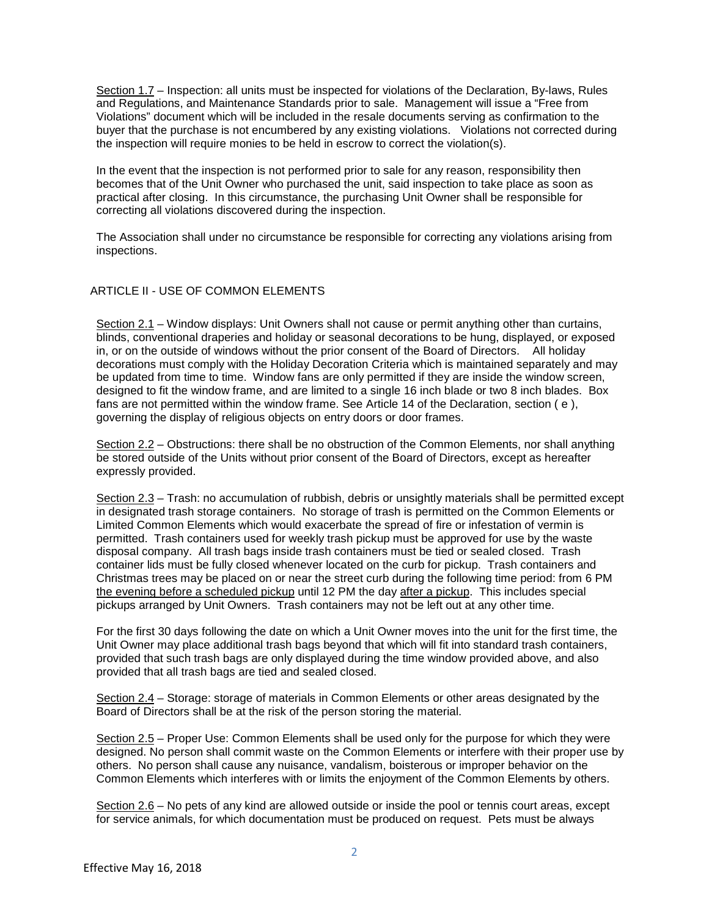Section 1.7 – Inspection: all units must be inspected for violations of the Declaration, By-laws, Rules and Regulations, and Maintenance Standards prior to sale. Management will issue a "Free from Violations" document which will be included in the resale documents serving as confirmation to the buyer that the purchase is not encumbered by any existing violations. Violations not corrected during the inspection will require monies to be held in escrow to correct the violation(s).

In the event that the inspection is not performed prior to sale for any reason, responsibility then becomes that of the Unit Owner who purchased the unit, said inspection to take place as soon as practical after closing. In this circumstance, the purchasing Unit Owner shall be responsible for correcting all violations discovered during the inspection.

The Association shall under no circumstance be responsible for correcting any violations arising from inspections.

## ARTICLE II - USE OF COMMON ELEMENTS

Section 2.1 – Window displays: Unit Owners shall not cause or permit anything other than curtains, blinds, conventional draperies and holiday or seasonal decorations to be hung, displayed, or exposed in, or on the outside of windows without the prior consent of the Board of Directors. All holiday decorations must comply with the Holiday Decoration Criteria which is maintained separately and may be updated from time to time. Window fans are only permitted if they are inside the window screen, designed to fit the window frame, and are limited to a single 16 inch blade or two 8 inch blades. Box fans are not permitted within the window frame. See Article 14 of the Declaration, section ( e ), governing the display of religious objects on entry doors or door frames.

Section 2.2 – Obstructions: there shall be no obstruction of the Common Elements, nor shall anything be stored outside of the Units without prior consent of the Board of Directors, except as hereafter expressly provided.

Section 2.3 – Trash: no accumulation of rubbish, debris or unsightly materials shall be permitted except in designated trash storage containers. No storage of trash is permitted on the Common Elements or Limited Common Elements which would exacerbate the spread of fire or infestation of vermin is permitted. Trash containers used for weekly trash pickup must be approved for use by the waste disposal company. All trash bags inside trash containers must be tied or sealed closed. Trash container lids must be fully closed whenever located on the curb for pickup. Trash containers and Christmas trees may be placed on or near the street curb during the following time period: from 6 PM the evening before a scheduled pickup until 12 PM the day after a pickup. This includes special pickups arranged by Unit Owners. Trash containers may not be left out at any other time.

For the first 30 days following the date on which a Unit Owner moves into the unit for the first time, the Unit Owner may place additional trash bags beyond that which will fit into standard trash containers, provided that such trash bags are only displayed during the time window provided above, and also provided that all trash bags are tied and sealed closed.

Section 2.4 – Storage: storage of materials in Common Elements or other areas designated by the Board of Directors shall be at the risk of the person storing the material.

Section 2.5 – Proper Use: Common Elements shall be used only for the purpose for which they were designed. No person shall commit waste on the Common Elements or interfere with their proper use by others. No person shall cause any nuisance, vandalism, boisterous or improper behavior on the Common Elements which interferes with or limits the enjoyment of the Common Elements by others.

Section 2.6 – No pets of any kind are allowed outside or inside the pool or tennis court areas, except for service animals, for which documentation must be produced on request. Pets must be always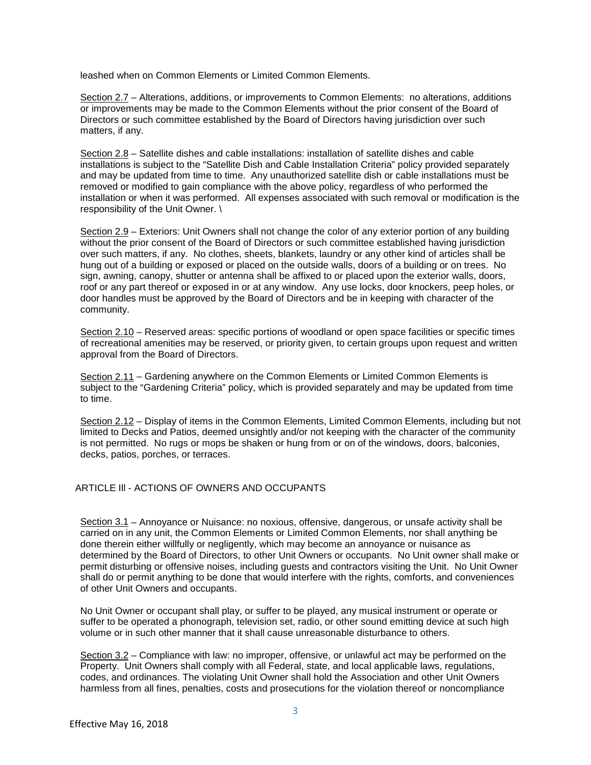leashed when on Common Elements or Limited Common Elements.

<u>Section 2.7</u> – Alterations, additions, or improvements to Common Elements: no alterations, additions or improvements may be made to the Common Elements without the prior consent of the Board of Directors or such committee established by the Board of Directors having jurisdiction over such matters, if any.

<u>Section 2.8</u> – Satellite dishes and cable installations: installation of satellite dishes and cable installations is subject to the "Satellite Dish and Cable Installation Criteria" policy provided separately and may be updated from time to time. Any unauthorized satellite dish or cable installations must be removed or modified to gain compliance with the above policy, regardless of who performed the installation or when it was performed. All expenses associated with such removal or modification is the responsibility of the Unit Owner. \

<u>Section 2.9</u> – Exteriors: Unit Owners shall not change the color of any exterior portion of any building without the prior consent of the Board of Directors or such committee established having jurisdiction over such matters, if any. No clothes, sheets, blankets, laundry or any other kind of articles shall be hung out of a building or exposed or placed on the outside walls, doors of a building or on trees. No sign, awning, canopy, shutter or antenna shall be affixed to or placed upon the exterior walls, doors, roof or any part thereof or exposed in or at any window. Any use locks, door knockers, peep holes, or door handles must be approved by the Board of Directors and be in keeping with character of the community.

<u>Section 2.10</u> – Reserved areas: specific portions of woodland or open space facilities or specific times of recreational amenities may be reserved, or priority given, to certain groups upon request and written approval from the Board of Directors.

<u>Section 2.11</u> – Gardening anywhere on the Common Elements or Limited Common Elements is subject to the "Gardening Criteria" policy, which is provided separately and may be updated from time to time.

<u>Section 2.12</u> – Display of items in the Common Elements, Limited Common Elements, including but not limited to Decks and Patios, deemed unsightly and/or not keeping with the character of the community is not permitted. No rugs or mops be shaken or hung from or on of the windows, doors, balconies, decks, patios, porches, or terraces.

## ARTICLE Ill - ACTIONS OF OWNERS AND OCCUPANTS

<u>Section 3.1</u> – Annoyance or Nuisance: no noxious, offensive, dangerous, or unsafe activity shall be carried on in any unit, the Common Elements or Limited Common Elements, nor shall anything be done therein either willfully or negligently, which may become an annoyance or nuisance as determined by the Board of Directors, to other Unit Owners or occupants. No Unit owner shall make or permit disturbing or offensive noises, including guests and contractors visiting the Unit. No Unit Owner shall do or permit anything to be done that would interfere with the rights, comforts, and conveniences of other Unit Owners and occupants.

No Unit Owner or occupant shall play, or suffer to be played, any musical instrument or operate or suffer to be operated a phonograph, television set, radio, or other sound emitting device at such high volume or in such other manner that it shall cause unreasonable disturbance to others.

<u>Section 3.2</u> – Compliance with law: no improper, offensive, or unlawful act may be performed on the Property. Unit Owners shall comply with all Federal, state, and local applicable laws, regulations, codes, and ordinances. The violating Unit Owner shall hold the Association and other Unit Owners harmless from all fines, penalties, costs and prosecutions for the violation thereof or noncompliance

Effective May 16, 2018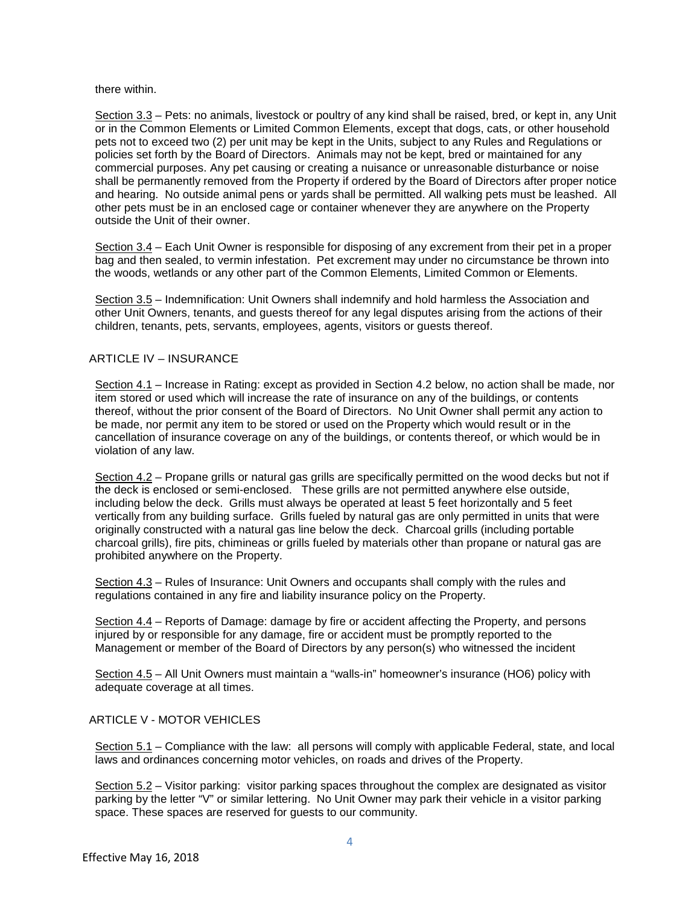there within.

<u>Section 3.3</u> – Pets: no animals, livestock or poultry of any kind shall be raised, bred, or kept in, any Unit or in the Common Elements or Limited Common Elements, except that dogs, cats, or other household pets not to exceed two (2) per unit may be kept in the Units, subject to any Rules and Regulations or policies set forth by the Board of Directors. Animals may not be kept, bred or maintained for any commercial purposes. Any pet causing or creating a nuisance or unreasonable disturbance or noise shall be permanently removed from the Property if ordered by the Board of Directors after proper notice and hearing. No outside animal pens or yards shall be permitted. All walking pets must be leashed. All other pets must be in an enclosed cage or container whenever they are anywhere on the Property outside the Unit of their owner.

<u>Section 3.4</u> – Each Unit Owner is responsible for disposing of any excrement from their pet in a proper bag and then sealed, to vermin infestation. Pet excrement may under no circumstance be thrown into the woods, wetlands or any other part of the Common Elements, Limited Common or Elements.

<u>Section 3.5</u> – Indemnification: Unit Owners shall indemnify and hold harmless the Association and other Unit Owners, tenants, and guests thereof for any legal disputes arising from the actions of their children, tenants, pets, servants, employees, agents, visitors or guests thereof.

## ARTICLE IV – INSURANCE

<u>Section 4.1</u> – Increase in Rating: except as provided in Section 4.2 below, no action shall be made, nor item stored or used which will increase the rate of insurance on any of the buildings, or contents thereof, without the prior consent of the Board of Directors. No Unit Owner shall permit any action to be made, nor permit any item to be stored or used on the Property which would result or in the cancellation of insurance coverage on any of the buildings, or contents thereof, or which would be in violation of any law.

<u>Section 4.2</u> – Propane grills or natural gas grills are specifically permitted on the wood decks but not if the deck is enclosed or semi-enclosed. These grills are not permitted anywhere else outside, including below the deck. Grills must always be operated at least 5 feet horizontally and 5 feet vertically from any building surface. Grills fueled by natural gas are only permitted in units that were originally constructed with a natural gas line below the deck. Charcoal grills (including portable charcoal grills), fire pits, chimineas or grills fueled by materials other than propane or natural gas are prohibited anywhere on the Property.

<u>Section 4.3</u> – Rules of Insurance: Unit Owners and occupants shall comply with the rules and regulations contained in any fire and liability insurance policy on the Property.

<u>Section 4.4</u> – Reports of Damage: damage by fire or accident affecting the Property, and persons injured by or responsible for any damage, fire or accident must be promptly reported to the Management or member of the Board of Directors by any person(s) who witnessed the incident

<u>Section 4.5</u> – All Unit Owners must maintain a "walls-in" homeowner's insurance (HO6) policy with adequate coverage at all times.

## ARTICLE V - MOTOR VEHICLES

<u>Section 5.1</u> – Compliance with the law: all persons will comply with applicable Federal, state, and local laws and ordinances concerning motor vehicles, on roads and drives of the Property.

<u>Section 5.2</u> – Visitor parking: visitor parking spaces throughout the complex are designated as visitor parking by the letter "V" or similar lettering. No Unit Owner may park their vehicle in a visitor parking space. These spaces are reserved for guests to our community.

Effective May 16, 2018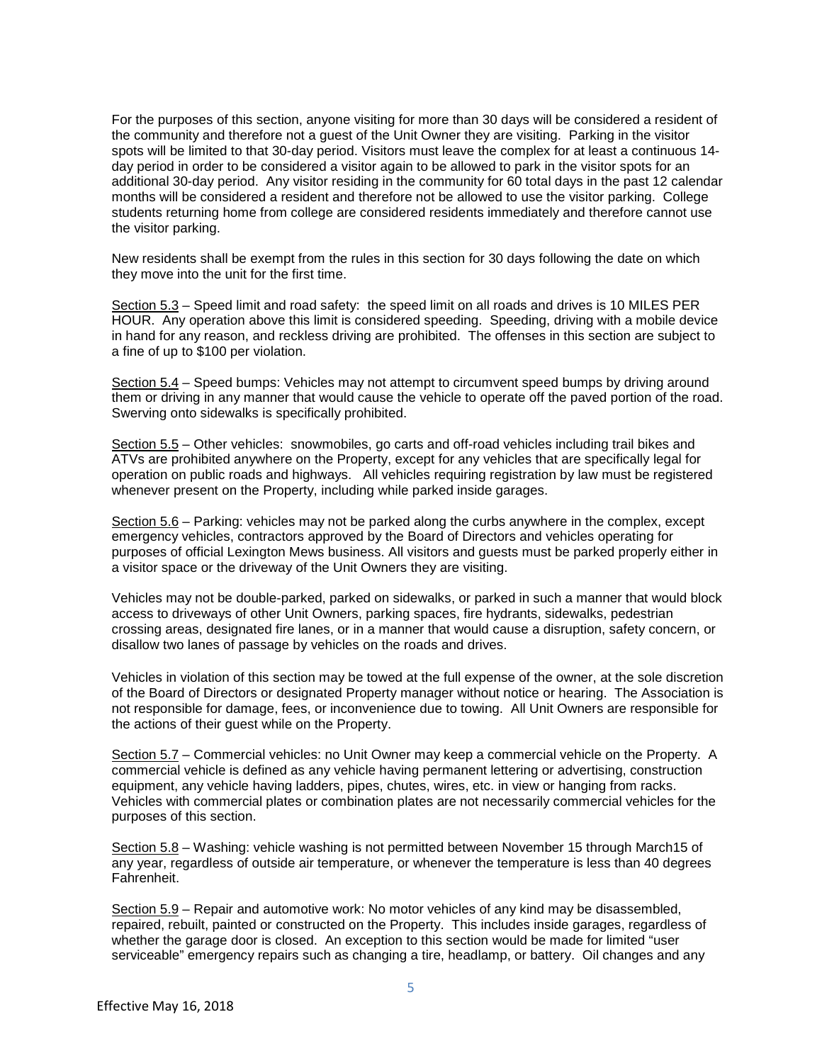For the purposes of this section, anyone visiting for more than 30 days will be considered a resident of the community and therefore not a guest of the Unit Owner they are visiting. Parking in the visitor spots will be limited to that 30-day period. Visitors must leave the complex for at least a continuous 14-day period in order to be considered a visitor again to be allowed to park in the visitor spots for an additional 30-day period. Any visitor residing in the community for 60 total days in the past 12 calendar months will be considered a resident and therefore not be allowed to use the visitor parking. College students returning home from college are considered residents immediately and therefore cannot use the visitor parking.

New residents shall be exempt from the rules in this section for 30 days following the date on which they move into the unit for the first time.

Section 5.3 – Speed limit and road safety: the speed limit on all roads and drives is 10 MILES PER HOUR. Any operation above this limit is considered speeding. Speeding, driving with a mobile device in hand for any reason, and reckless driving are prohibited. The offenses in this section are subject to a fine of up to $100 per violation.

Section 5.4 – Speed bumps: Vehicles may not attempt to circumvent speed bumps by driving around them or driving in any manner that would cause the vehicle to operate off the paved portion of the road. Swerving onto sidewalks is specifically prohibited.

Section 5.5 – Other vehicles: snowmobiles, go carts and off-road vehicles including trail bikes and ATVs are prohibited anywhere on the Property, except for any vehicles that are specifically legal for operation on public roads and highways. All vehicles requiring registration by law must be registered whenever present on the Property, including while parked inside garages.

Section 5.6 – Parking: vehicles may not be parked along the curbs anywhere in the complex, except emergency vehicles, contractors approved by the Board of Directors and vehicles operating for purposes of official Lexington Mews business. All visitors and guests must be parked properly either in a visitor space or the driveway of the Unit Owners they are visiting.

Vehicles may not be double-parked, parked on sidewalks, or parked in such a manner that would block access to driveways of other Unit Owners, parking spaces, fire hydrants, sidewalks, pedestrian crossing areas, designated fire lanes, or in a manner that would cause a disruption, safety concern, or disallow two lanes of passage by vehicles on the roads and drives.

Vehicles in violation of this section may be towed at the full expense of the owner, at the sole discretion of the Board of Directors or designated Property manager without notice or hearing. The Association is not responsible for damage, fees, or inconvenience due to towing. All Unit Owners are responsible for the actions of their guest while on the Property.

Section 5.7 – Commercial vehicles: no Unit Owner may keep a commercial vehicle on the Property. A commercial vehicle is defined as any vehicle having permanent lettering or advertising, construction equipment, any vehicle having ladders, pipes, chutes, wires, etc. in view or hanging from racks. Vehicles with commercial plates or combination plates are not necessarily commercial vehicles for the purposes of this section.

Section 5.8 – Washing: vehicle washing is not permitted between November 15 through March15 of any year, regardless of outside air temperature, or whenever the temperature is less than 40 degrees Fahrenheit.

Section 5.9 – Repair and automotive work: No motor vehicles of any kind may be disassembled, repaired, rebuilt, painted or constructed on the Property. This includes inside garages, regardless of whether the garage door is closed. An exception to this section would be made for limited "user serviceable" emergency repairs such as changing a tire, headlamp, or battery. Oil changes and any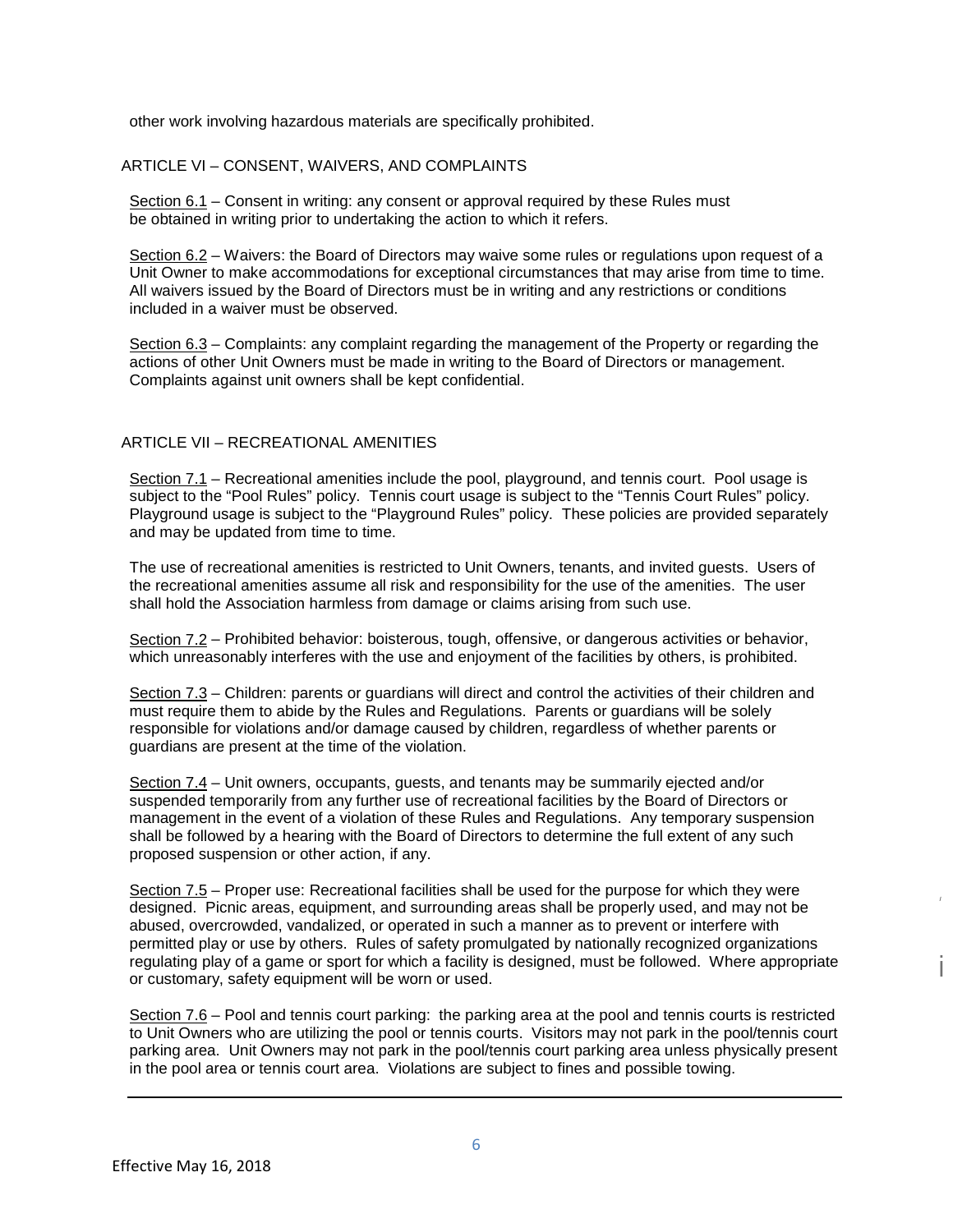other work involving hazardous materials are specifically prohibited.

## ARTICLE VI – CONSENT, WAIVERS, AND COMPLAINTS

Section 6.1 – Consent in writing: any consent or approval required by these Rules must be obtained in writing prior to undertaking the action to which it refers.

Section 6.2 – Waivers: the Board of Directors may waive some rules or regulations upon request of a Unit Owner to make accommodations for exceptional circumstances that may arise from time to time. All waivers issued by the Board of Directors must be in writing and any restrictions or conditions included in a waiver must be observed.

Section 6.3 – Complaints: any complaint regarding the management of the Property or regarding the actions of other Unit Owners must be made in writing to the Board of Directors or management. Complaints against unit owners shall be kept confidential.

## ARTICLE VII – RECREATIONAL AMENITIES

Section 7.1 – Recreational amenities include the pool, playground, and tennis court. Pool usage is subject to the "Pool Rules" policy. Tennis court usage is subject to the "Tennis Court Rules" policy. Playground usage is subject to the "Playground Rules" policy. These policies are provided separately and may be updated from time to time.

The use of recreational amenities is restricted to Unit Owners, tenants, and invited guests. Users of the recreational amenities assume all risk and responsibility for the use of the amenities. The user shall hold the Association harmless from damage or claims arising from such use.

Section 7.2 – Prohibited behavior: boisterous, tough, offensive, or dangerous activities or behavior, which unreasonably interferes with the use and enjoyment of the facilities by others, is prohibited.

Section 7.3 – Children: parents or guardians will direct and control the activities of their children and must require them to abide by the Rules and Regulations. Parents or guardians will be solely responsible for violations and/or damage caused by children, regardless of whether parents or guardians are present at the time of the violation.

Section 7.4 – Unit owners, occupants, guests, and tenants may be summarily ejected and/or suspended temporarily from any further use of recreational facilities by the Board of Directors or management in the event of a violation of these Rules and Regulations. Any temporary suspension shall be followed by a hearing with the Board of Directors to determine the full extent of any such proposed suspension or other action, if any.

Section 7.5 – Proper use: Recreational facilities shall be used for the purpose for which they were designed. Picnic areas, equipment, and surrounding areas shall be properly used, and may not be abused, overcrowded, vandalized, or operated in such a manner as to prevent or interfere with permitted play or use by others. Rules of safety promulgated by nationally recognized organizations regulating play of a game or sport for which a facility is designed, must be followed. Where appropriate or customary, safety equipment will be worn or used.

Section 7.6 – Pool and tennis court parking: the parking area at the pool and tennis courts is restricted to Unit Owners who are utilizing the pool or tennis courts. Visitors may not park in the pool/tennis court parking area. Unit Owners may not park in the pool/tennis court parking area unless physically present in the pool area or tennis court area. Violations are subject to fines and possible towing.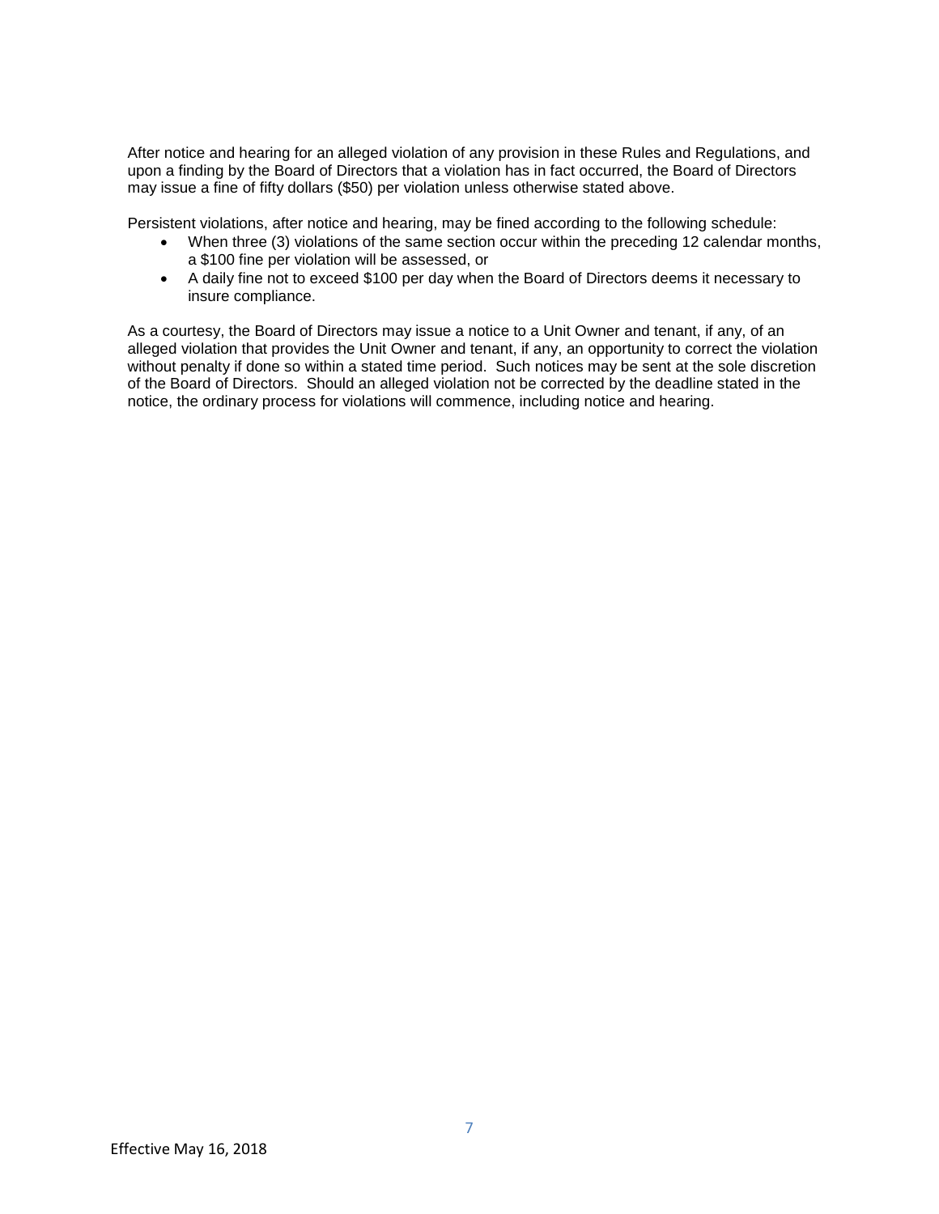After notice and hearing for an alleged violation of any provision in these Rules and Regulations, and upon a finding by the Board of Directors that a violation has in fact occurred, the Board of Directors may issue a fine of fifty dollars ($50) per violation unless otherwise stated above.

Persistent violations, after notice and hearing, may be fined according to the following schedule:

- When three (3) violations of the same section occur within the preceding 12 calendar months, a $100 fine per violation will be assessed, or
- A daily fine not to exceed $100 per day when the Board of Directors deems it necessary to insure compliance.

As a courtesy, the Board of Directors may issue a notice to a Unit Owner and tenant, if any, of an alleged violation that provides the Unit Owner and tenant, if any, an opportunity to correct the violation without penalty if done so within a stated time period. Such notices may be sent at the sole discretion of the Board of Directors. Should an alleged violation not be corrected by the deadline stated in the notice, the ordinary process for violations will commence, including notice and hearing.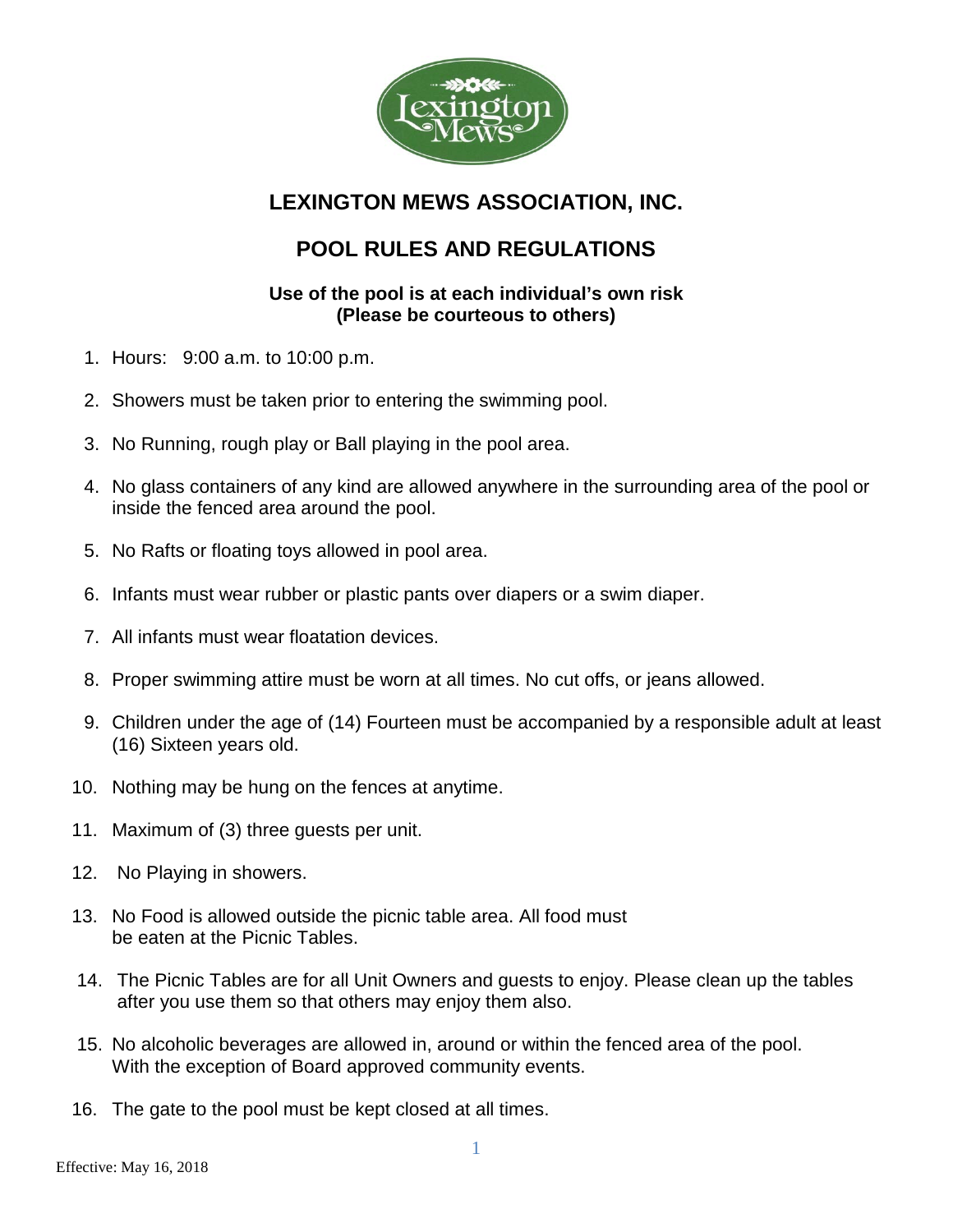# LEXINGTON MEWS ASSOCIATION, INC.

## POOL RULES AND REGULATIONS

**Use of the pool is at each individual's own risk**
**(Please be courteous to others)**

1. Hours: 9:00 a.m. to 10:00 p.m.
2. Showers must be taken prior to entering the swimming pool.
3. No Running, rough play or Ball playing in the pool area.
4. No glass containers of any kind are allowed anywhere in the surrounding area of the pool or inside the fenced area around the pool.
5. No Rafts or floating toys allowed in pool area.
6. Infants must wear rubber or plastic pants over diapers or a swim diaper.
7. All infants must wear floatation devices.
8. Proper swimming attire must be worn at all times. No cut offs, or jeans allowed.
9. Children under the age of (14) Fourteen must be accompanied by a responsible adult at least (16) Sixteen years old.
10. Nothing may be hung on the fences at anytime.
11. Maximum of (3) three guests per unit.
12. No Playing in showers.
13. No Food is allowed outside the picnic table area. All food must be eaten at the Picnic Tables.
14. The Picnic Tables are for all Unit Owners and guests to enjoy. Please clean up the tables after you use them so that others may enjoy them also.
15. No alcoholic beverages are allowed in, around or within the fenced area of the pool. With the exception of Board approved community events.
16. The gate to the pool must be kept closed at all times.

Effective: May 16, 2018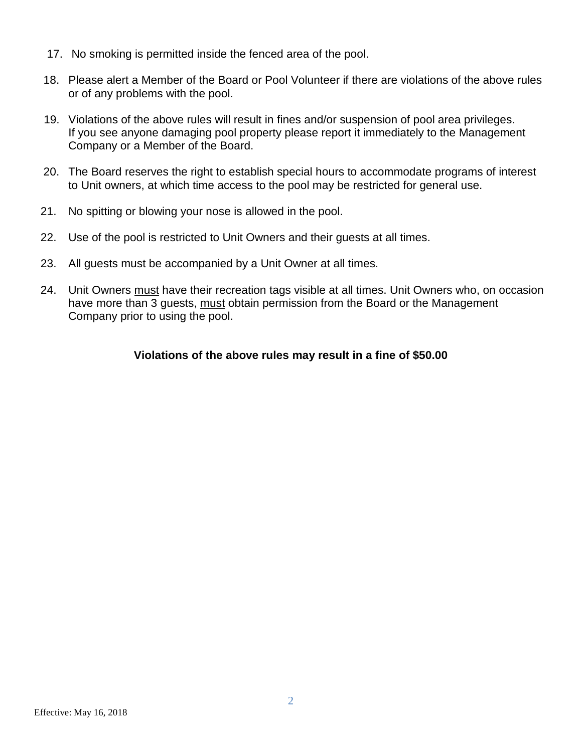17. No smoking is permitted inside the fenced area of the pool.

18. Please alert a Member of the Board or Pool Volunteer if there are violations of the above rules or of any problems with the pool.

19. Violations of the above rules will result in fines and/or suspension of pool area privileges. If you see anyone damaging pool property please report it immediately to the Management Company or a Member of the Board.

20. The Board reserves the right to establish special hours to accommodate programs of interest to Unit owners, at which time access to the pool may be restricted for general use.

21. No spitting or blowing your nose is allowed in the pool.

22. Use of the pool is restricted to Unit Owners and their guests at all times.

23. All guests must be accompanied by a Unit Owner at all times.

24. Unit Owners <u>must</u> have their recreation tags visible at all times. Unit Owners who, on occasion have more than 3 guests, <u>must</u> obtain permission from the Board or the Management Company prior to using the pool.

**Violations of the above rules may result in a fine of $50.00**

Effective: May 16, 2018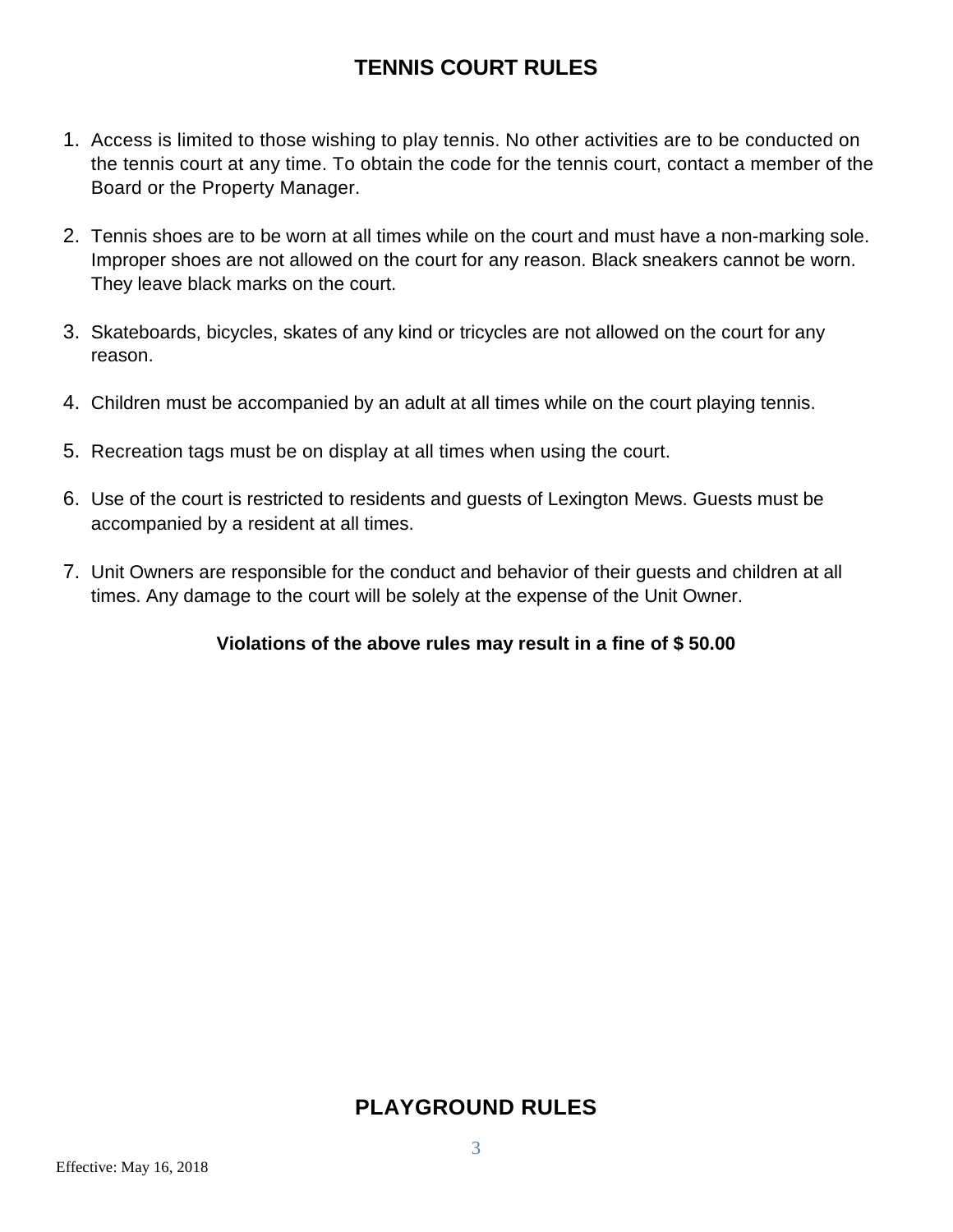# TENNIS COURT RULES

1. Access is limited to those wishing to play tennis. No other activities are to be conducted on the tennis court at any time. To obtain the code for the tennis court, contact a member of the Board or the Property Manager.

2. Tennis shoes are to be worn at all times while on the court and must have a non-marking sole. Improper shoes are not allowed on the court for any reason. Black sneakers cannot be worn. They leave black marks on the court.

3. Skateboards, bicycles, skates of any kind or tricycles are not allowed on the court for any reason.

4. Children must be accompanied by an adult at all times while on the court playing tennis.

5. Recreation tags must be on display at all times when using the court.

6. Use of the court is restricted to residents and guests of Lexington Mews. Guests must be accompanied by a resident at all times.

7. Unit Owners are responsible for the conduct and behavior of their guests and children at all times. Any damage to the court will be solely at the expense of the Unit Owner.

**Violations of the above rules may result in a fine of $ 50.00**

# PLAYGROUND RULES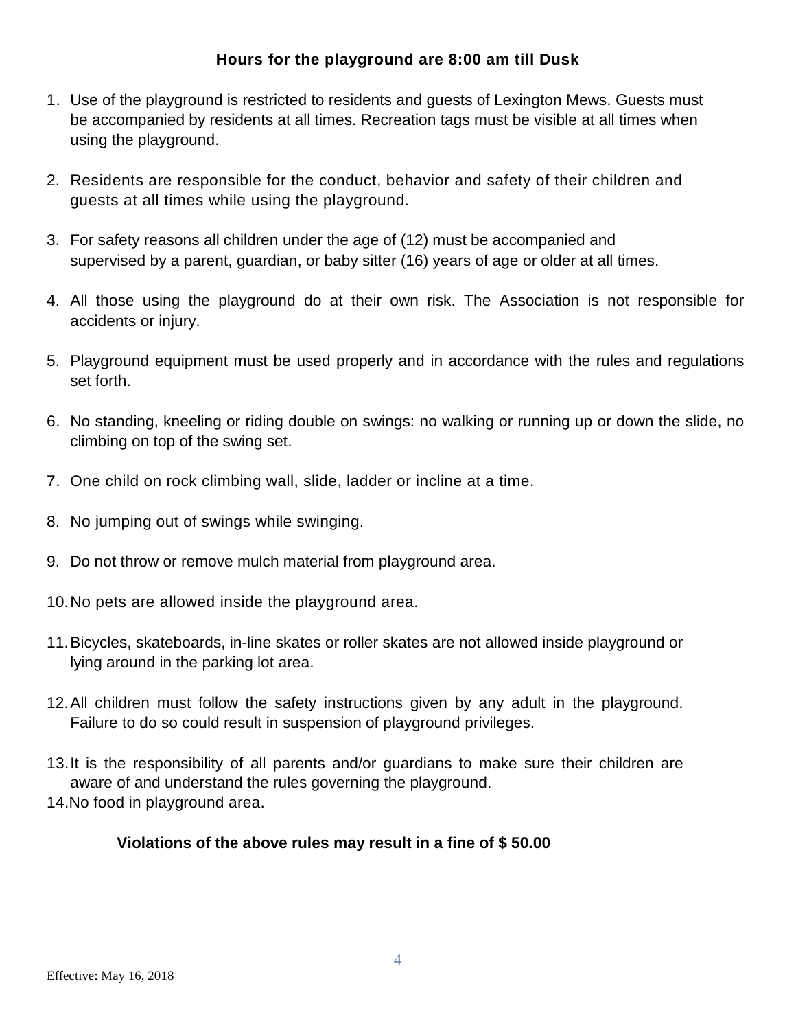**Hours for the playground are 8:00 am till Dusk**

1. Use of the playground is restricted to residents and guests of Lexington Mews. Guests must be accompanied by residents at all times. Recreation tags must be visible at all times when using the playground.

2. Residents are responsible for the conduct, behavior and safety of their children and guests at all times while using the playground.

3. For safety reasons all children under the age of (12) must be accompanied and supervised by a parent, guardian, or baby sitter (16) years of age or older at all times.

4. All those using the playground do at their own risk. The Association is not responsible for accidents or injury.

5. Playground equipment must be used properly and in accordance with the rules and regulations set forth.

6. No standing, kneeling or riding double on swings: no walking or running up or down the slide, no climbing on top of the swing set.

7. One child on rock climbing wall, slide, ladder or incline at a time.

8. No jumping out of swings while swinging.

9. Do not throw or remove mulch material from playground area.

10. No pets are allowed inside the playground area.

11. Bicycles, skateboards, in-line skates or roller skates are not allowed inside playground or lying around in the parking lot area.

12. All children must follow the safety instructions given by any adult in the playground. Failure to do so could result in suspension of playground privileges.

13. It is the responsibility of all parents and/or guardians to make sure their children are aware of and understand the rules governing the playground.
14. No food in playground area.

**Violations of the above rules may result in a fine of $ 50.00**

Effective: May 16, 2018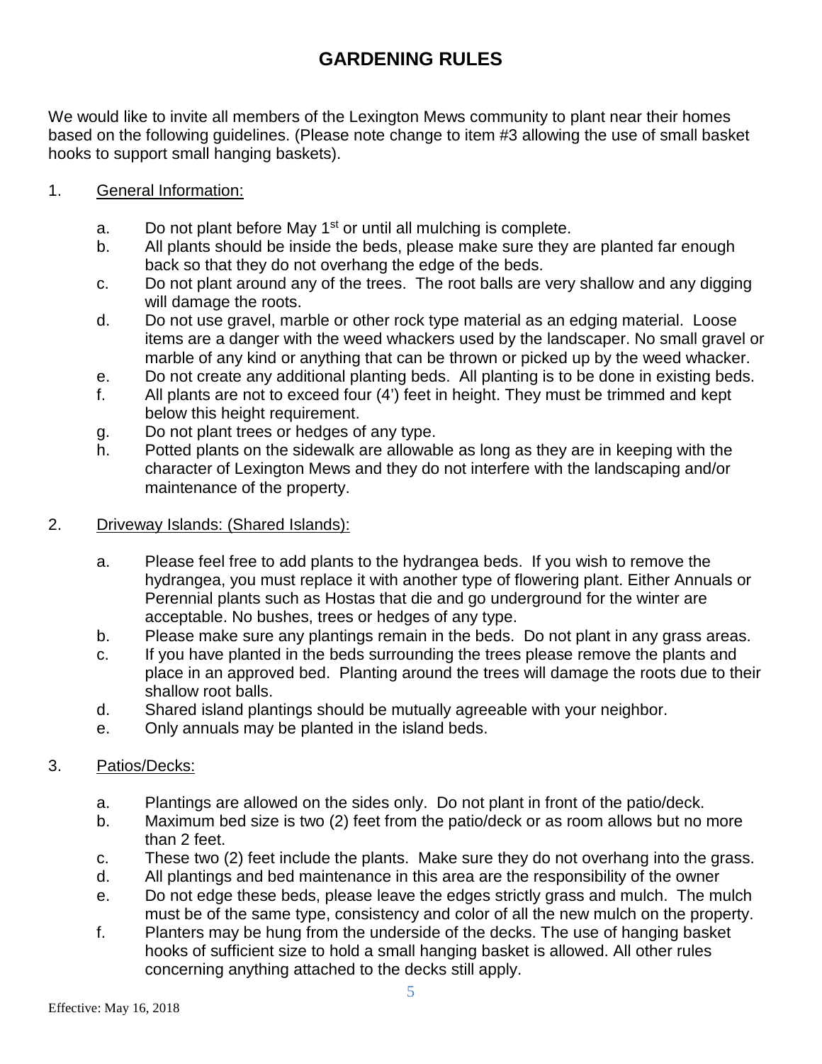# GARDENING RULES

We would like to invite all members of the Lexington Mews community to plant near their homes based on the following guidelines. (Please note change to item #3 allowing the use of small basket hooks to support small hanging baskets).

1. General Information:

   a. Do not plant before May 1st or until all mulching is complete.
   b. All plants should be inside the beds, please make sure they are planted far enough back so that they do not overhang the edge of the beds.
   c. Do not plant around any of the trees. The root balls are very shallow and any digging will damage the roots.
   d. Do not use gravel, marble or other rock type material as an edging material. Loose items are a danger with the weed whackers used by the landscaper. No small gravel or marble of any kind or anything that can be thrown or picked up by the weed whacker.
   e. Do not create any additional planting beds. All planting is to be done in existing beds.
   f. All plants are not to exceed four (4') feet in height. They must be trimmed and kept below this height requirement.
   g. Do not plant trees or hedges of any type.
   h. Potted plants on the sidewalk are allowable as long as they are in keeping with the character of Lexington Mews and they do not interfere with the landscaping and/or maintenance of the property.

2. Driveway Islands: (Shared Islands):

   a. Please feel free to add plants to the hydrangea beds. If you wish to remove the hydrangea, you must replace it with another type of flowering plant. Either Annuals or Perennial plants such as Hostas that die and go underground for the winter are acceptable. No bushes, trees or hedges of any type.
   b. Please make sure any plantings remain in the beds. Do not plant in any grass areas.
   c. If you have planted in the beds surrounding the trees please remove the plants and place in an approved bed. Planting around the trees will damage the roots due to their shallow root balls.
   d. Shared island plantings should be mutually agreeable with your neighbor.
   e. Only annuals may be planted in the island beds.

3. Patios/Decks:

   a. Plantings are allowed on the sides only. Do not plant in front of the patio/deck.
   b. Maximum bed size is two (2) feet from the patio/deck or as room allows but no more than 2 feet.
   c. These two (2) feet include the plants. Make sure they do not overhang into the grass.
   d. All plantings and bed maintenance in this area are the responsibility of the owner
   e. Do not edge these beds, please leave the edges strictly grass and mulch. The mulch must be of the same type, consistency and color of all the new mulch on the property.
   f. Planters may be hung from the underside of the decks. The use of hanging basket hooks of sufficient size to hold a small hanging basket is allowed. All other rules concerning anything attached to the decks still apply.

Effective: May 16, 2018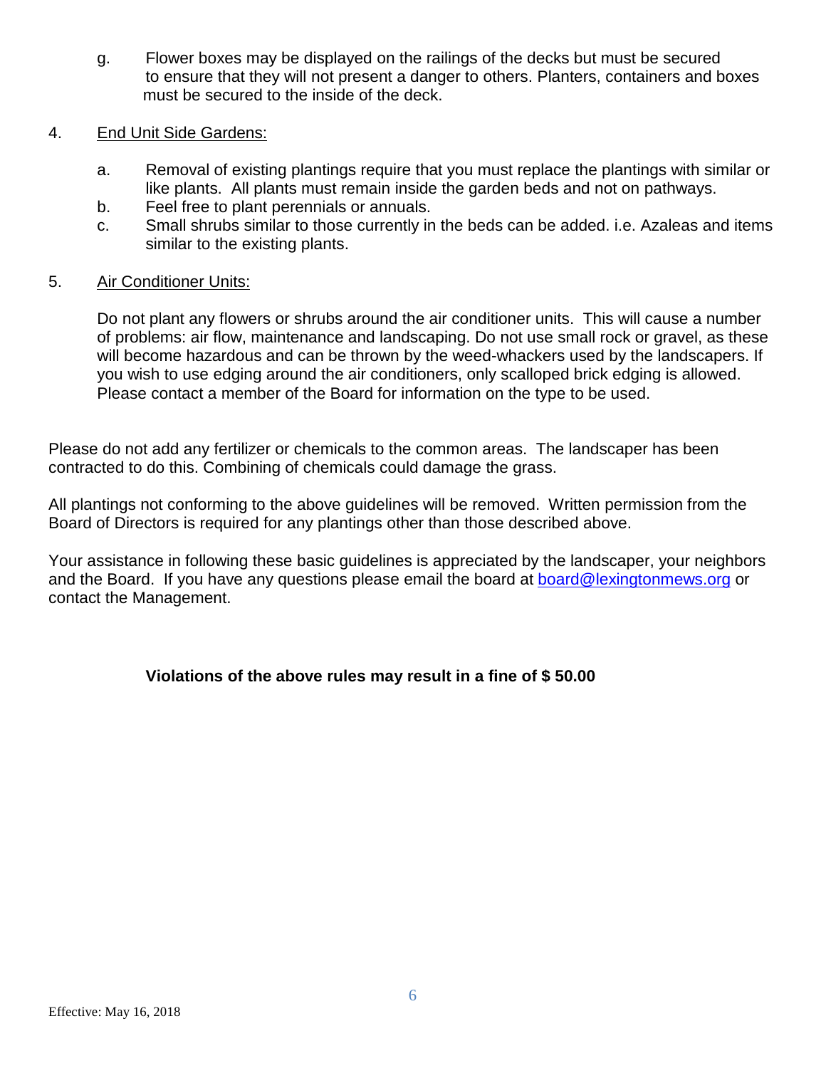g. Flower boxes may be displayed on the railings of the decks but must be secured to ensure that they will not present a danger to others. Planters, containers and boxes must be secured to the inside of the deck.

4. <u>End Unit Side Gardens:</u>

   a. Removal of existing plantings require that you must replace the plantings with similar or like plants. All plants must remain inside the garden beds and not on pathways.
   b. Feel free to plant perennials or annuals.
   c. Small shrubs similar to those currently in the beds can be added. i.e. Azaleas and items similar to the existing plants.

5. <u>Air Conditioner Units:</u>

   Do not plant any flowers or shrubs around the air conditioner units. This will cause a number of problems: air flow, maintenance and landscaping. Do not use small rock or gravel, as these will become hazardous and can be thrown by the weed-whackers used by the landscapers. If you wish to use edging around the air conditioners, only scalloped brick edging is allowed. Please contact a member of the Board for information on the type to be used.

Please do not add any fertilizer or chemicals to the common areas. The landscaper has been contracted to do this. Combining of chemicals could damage the grass.

All plantings not conforming to the above guidelines will be removed. Written permission from the Board of Directors is required for any plantings other than those described above.

Your assistance in following these basic guidelines is appreciated by the landscaper, your neighbors and the Board. If you have any questions please email the board at board@lexingtonmews.org or contact the Management.

**Violations of the above rules may result in a fine of $ 50.00**

Effective: May 16, 2018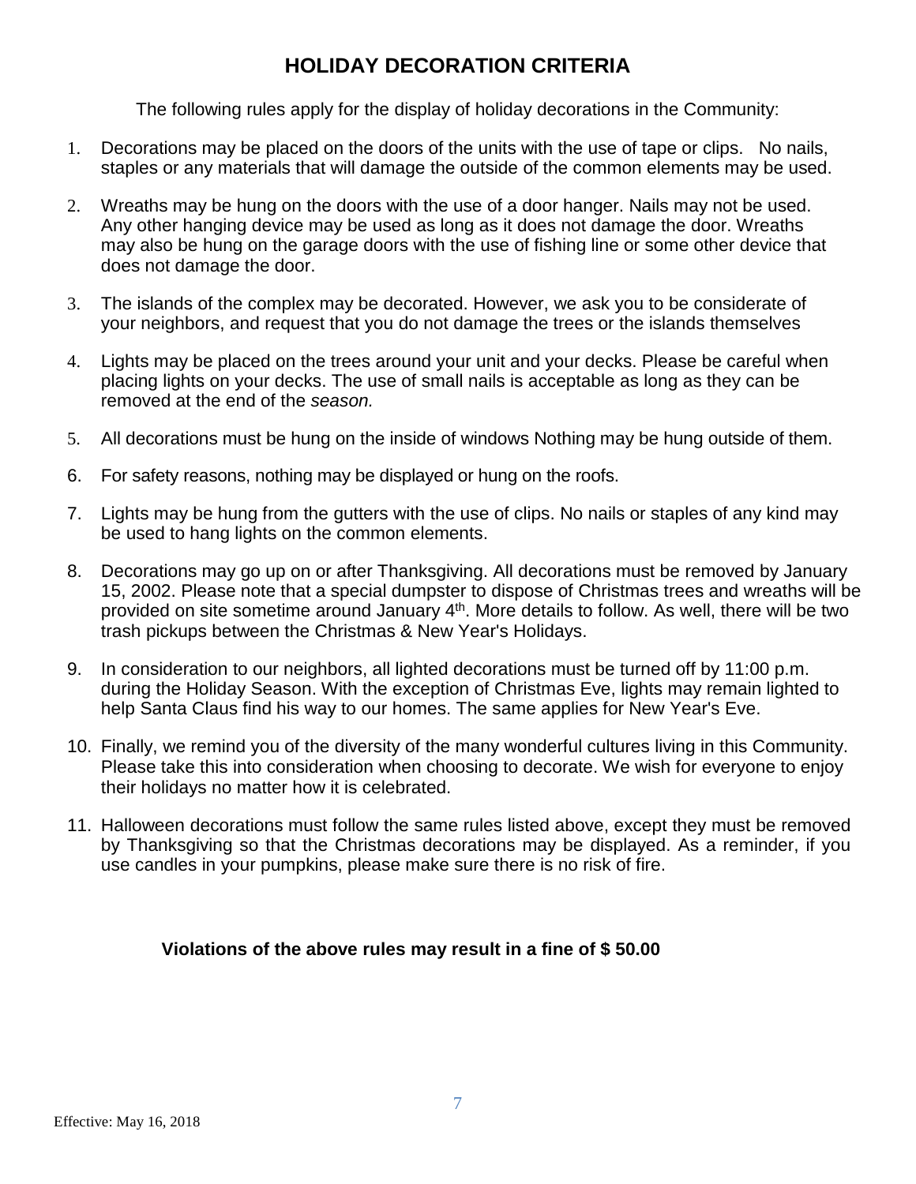# HOLIDAY DECORATION CRITERIA

The following rules apply for the display of holiday decorations in the Community:

1. Decorations may be placed on the doors of the units with the use of tape or clips. No nails, staples or any materials that will damage the outside of the common elements may be used.

2. Wreaths may be hung on the doors with the use of a door hanger. Nails may not be used. Any other hanging device may be used as long as it does not damage the door. Wreaths may also be hung on the garage doors with the use of fishing line or some other device that does not damage the door.

3. The islands of the complex may be decorated. However, we ask you to be considerate of your neighbors, and request that you do not damage the trees or the islands themselves

4. Lights may be placed on the trees around your unit and your decks. Please be careful when placing lights on your decks. The use of small nails is acceptable as long as they can be removed at the end of the *season.*

5. All decorations must be hung on the inside of windows Nothing may be hung outside of them.

6. For safety reasons, nothing may be displayed or hung on the roofs.

7. Lights may be hung from the gutters with the use of clips. No nails or staples of any kind may be used to hang lights on the common elements.

8. Decorations may go up on or after Thanksgiving. All decorations must be removed by January 15, 2002. Please note that a special dumpster to dispose of Christmas trees and wreaths will be provided on site sometime around January 4th. More details to follow. As well, there will be two trash pickups between the Christmas & New Year's Holidays.

9. In consideration to our neighbors, all lighted decorations must be turned off by 11:00 p.m. during the Holiday Season. With the exception of Christmas Eve, lights may remain lighted to help Santa Claus find his way to our homes. The same applies for New Year's Eve.

10. Finally, we remind you of the diversity of the many wonderful cultures living in this Community. Please take this into consideration when choosing to decorate. We wish for everyone to enjoy their holidays no matter how it is celebrated.

11. Halloween decorations must follow the same rules listed above, except they must be removed by Thanksgiving so that the Christmas decorations may be displayed. As a reminder, if you use candles in your pumpkins, please make sure there is no risk of fire.

**Violations of the above rules may result in a fine of $ 50.00**

Effective: May 16, 2018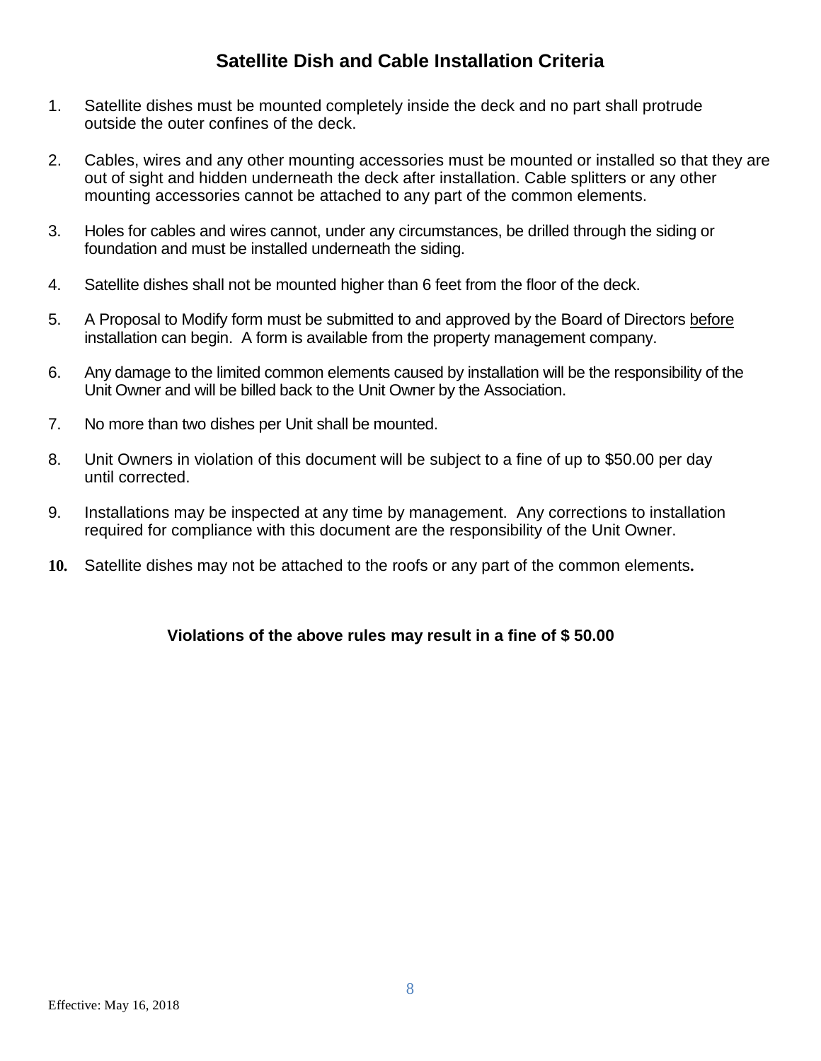## Satellite Dish and Cable Installation Criteria

1. Satellite dishes must be mounted completely inside the deck and no part shall protrude outside the outer confines of the deck.

2. Cables, wires and any other mounting accessories must be mounted or installed so that they are out of sight and hidden underneath the deck after installation. Cable splitters or any other mounting accessories cannot be attached to any part of the common elements.

3. Holes for cables and wires cannot, under any circumstances, be drilled through the siding or foundation and must be installed underneath the siding.

4. Satellite dishes shall not be mounted higher than 6 feet from the floor of the deck.

5. A Proposal to Modify form must be submitted to and approved by the Board of Directors <u>before</u> installation can begin. A form is available from the property management company.

6. Any damage to the limited common elements caused by installation will be the responsibility of the Unit Owner and will be billed back to the Unit Owner by the Association.

7. No more than two dishes per Unit shall be mounted.

8. Unit Owners in violation of this document will be subject to a fine of up to $50.00 per day until corrected.

9. Installations may be inspected at any time by management. Any corrections to installation required for compliance with this document are the responsibility of the Unit Owner.

10. Satellite dishes may not be attached to the roofs or any part of the common elements.

**Violations of the above rules may result in a fine of $ 50.00**

Effective: May 16, 2018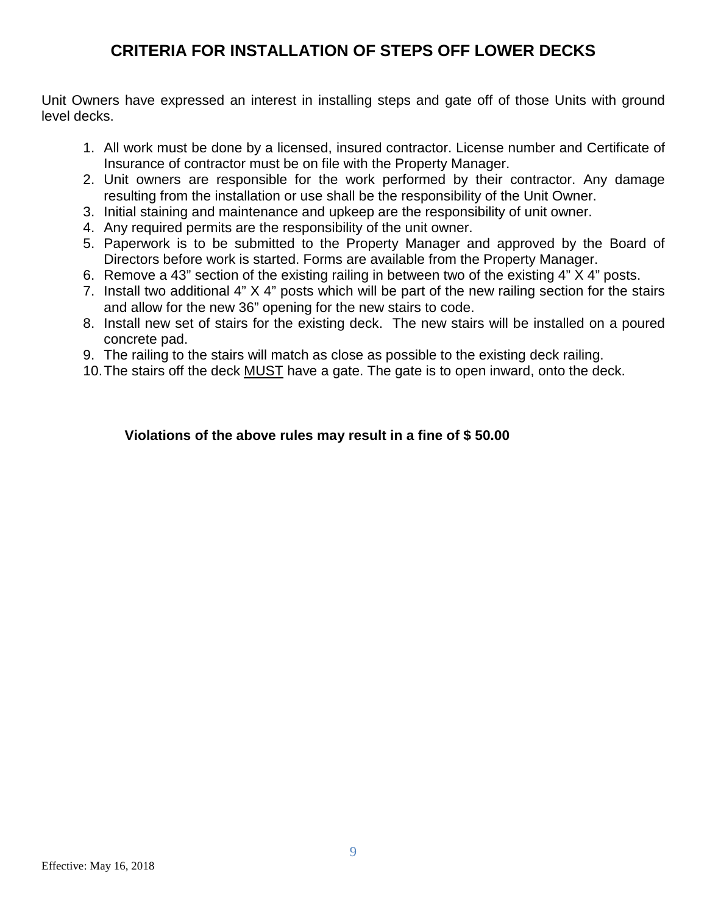# CRITERIA FOR INSTALLATION OF STEPS OFF LOWER DECKS

Unit Owners have expressed an interest in installing steps and gate off of those Units with ground level decks.

1. All work must be done by a licensed, insured contractor. License number and Certificate of Insurance of contractor must be on file with the Property Manager.
2. Unit owners are responsible for the work performed by their contractor. Any damage resulting from the installation or use shall be the responsibility of the Unit Owner.
3. Initial staining and maintenance and upkeep are the responsibility of unit owner.
4. Any required permits are the responsibility of the unit owner.
5. Paperwork is to be submitted to the Property Manager and approved by the Board of Directors before work is started. Forms are available from the Property Manager.
6. Remove a 43" section of the existing railing in between two of the existing 4" X 4" posts.
7. Install two additional 4" X 4" posts which will be part of the new railing section for the stairs and allow for the new 36" opening for the new stairs to code.
8. Install new set of stairs for the existing deck. The new stairs will be installed on a poured concrete pad.
9. The railing to the stairs will match as close as possible to the existing deck railing.
10. The stairs off the deck <u>MUST</u> have a gate. The gate is to open inward, onto the deck.

**Violations of the above rules may result in a fine of $ 50.00**

Effective: May 16, 2018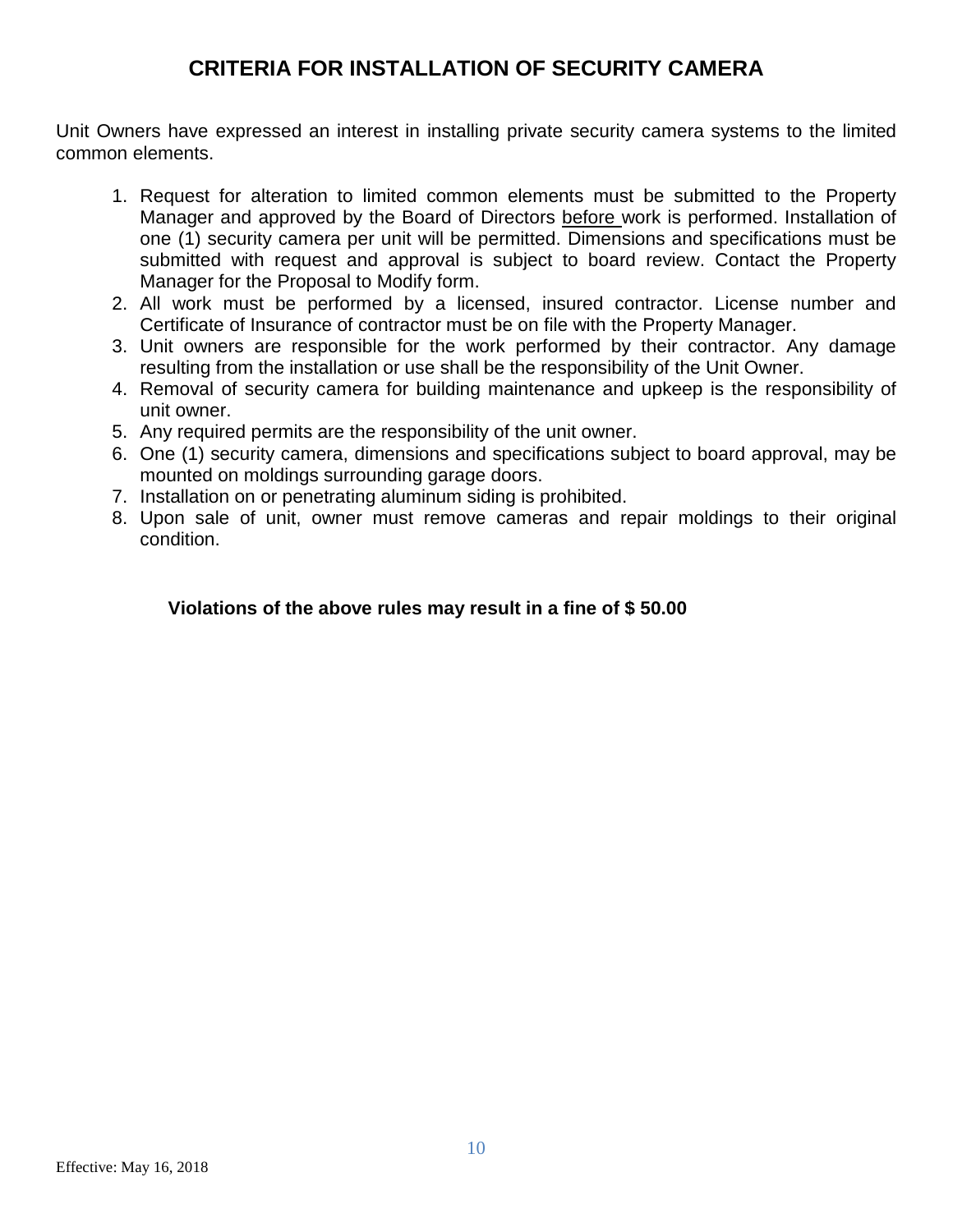# CRITERIA FOR INSTALLATION OF SECURITY CAMERA

Unit Owners have expressed an interest in installing private security camera systems to the limited common elements.

1. Request for alteration to limited common elements must be submitted to the Property Manager and approved by the Board of Directors <u>before</u> work is performed. Installation of one (1) security camera per unit will be permitted. Dimensions and specifications must be submitted with request and approval is subject to board review. Contact the Property Manager for the Proposal to Modify form.
2. All work must be performed by a licensed, insured contractor. License number and Certificate of Insurance of contractor must be on file with the Property Manager.
3. Unit owners are responsible for the work performed by their contractor. Any damage resulting from the installation or use shall be the responsibility of the Unit Owner.
4. Removal of security camera for building maintenance and upkeep is the responsibility of unit owner.
5. Any required permits are the responsibility of the unit owner.
6. One (1) security camera, dimensions and specifications subject to board approval, may be mounted on moldings surrounding garage doors.
7. Installation on or penetrating aluminum siding is prohibited.
8. Upon sale of unit, owner must remove cameras and repair moldings to their original condition.

**Violations of the above rules may result in a fine of $ 50.00**

Effective: May 16, 2018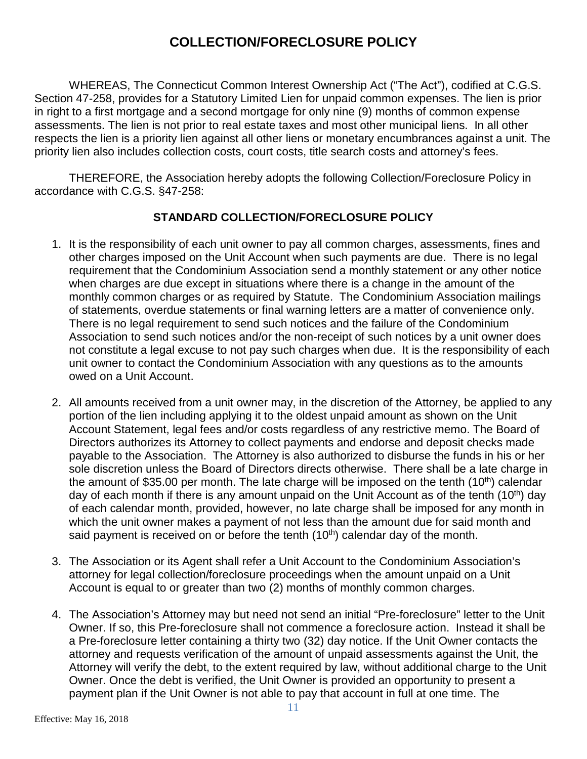# COLLECTION/FORECLOSURE POLICY

WHEREAS, The Connecticut Common Interest Ownership Act ("The Act"), codified at C.G.S. Section 47-258, provides for a Statutory Limited Lien for unpaid common expenses. The lien is prior in right to a first mortgage and a second mortgage for only nine (9) months of common expense assessments. The lien is not prior to real estate taxes and most other municipal liens. In all other respects the lien is a priority lien against all other liens or monetary encumbrances against a unit. The priority lien also includes collection costs, court costs, title search costs and attorney's fees.

THEREFORE, the Association hereby adopts the following Collection/Foreclosure Policy in accordance with C.G.S. §47-258:

## STANDARD COLLECTION/FORECLOSURE POLICY

1. It is the responsibility of each unit owner to pay all common charges, assessments, fines and other charges imposed on the Unit Account when such payments are due. There is no legal requirement that the Condominium Association send a monthly statement or any other notice when charges are due except in situations where there is a change in the amount of the monthly common charges or as required by Statute. The Condominium Association mailings of statements, overdue statements or final warning letters are a matter of convenience only. There is no legal requirement to send such notices and the failure of the Condominium Association to send such notices and/or the non-receipt of such notices by a unit owner does not constitute a legal excuse to not pay such charges when due. It is the responsibility of each unit owner to contact the Condominium Association with any questions as to the amounts owed on a Unit Account.

2. All amounts received from a unit owner may, in the discretion of the Attorney, be applied to any portion of the lien including applying it to the oldest unpaid amount as shown on the Unit Account Statement, legal fees and/or costs regardless of any restrictive memo. The Board of Directors authorizes its Attorney to collect payments and endorse and deposit checks made payable to the Association. The Attorney is also authorized to disburse the funds in his or her sole discretion unless the Board of Directors directs otherwise. There shall be a late charge in the amount of $35.00 per month. The late charge will be imposed on the tenth (10th) calendar day of each month if there is any amount unpaid on the Unit Account as of the tenth (10th) day of each calendar month, provided, however, no late charge shall be imposed for any month in which the unit owner makes a payment of not less than the amount due for said month and said payment is received on or before the tenth (10th) calendar day of the month.

3. The Association or its Agent shall refer a Unit Account to the Condominium Association's attorney for legal collection/foreclosure proceedings when the amount unpaid on a Unit Account is equal to or greater than two (2) months of monthly common charges.

4. The Association's Attorney may but need not send an initial "Pre-foreclosure" letter to the Unit Owner. If so, this Pre-foreclosure shall not commence a foreclosure action. Instead it shall be a Pre-foreclosure letter containing a thirty two (32) day notice. If the Unit Owner contacts the attorney and requests verification of the amount of unpaid assessments against the Unit, the Attorney will verify the debt, to the extent required by law, without additional charge to the Unit Owner. Once the debt is verified, the Unit Owner is provided an opportunity to present a payment plan if the Unit Owner is not able to pay that account in full at one time. The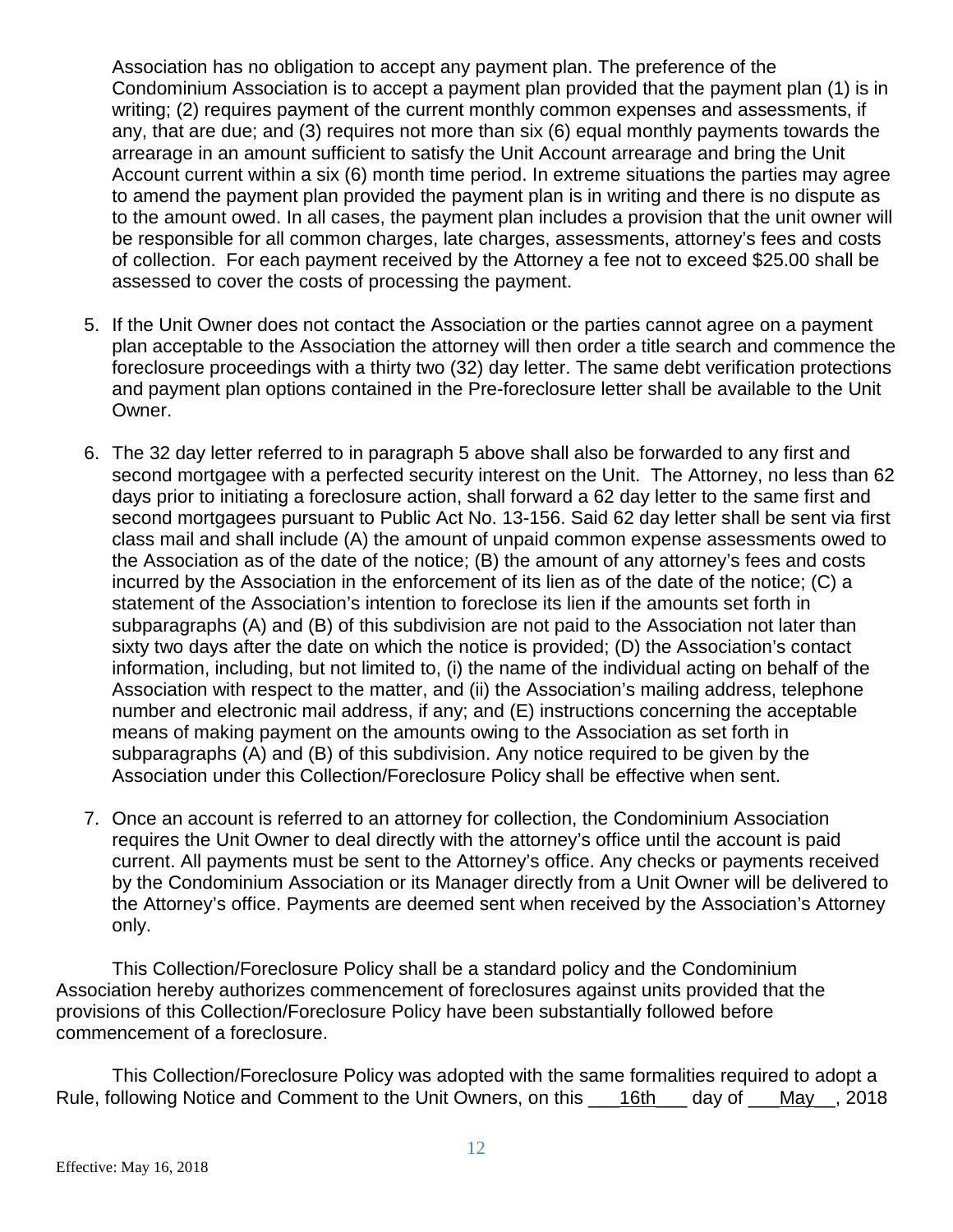Association has no obligation to accept any payment plan. The preference of the Condominium Association is to accept a payment plan provided that the payment plan (1) is in writing; (2) requires payment of the current monthly common expenses and assessments, if any, that are due; and (3) requires not more than six (6) equal monthly payments towards the arrearage in an amount sufficient to satisfy the Unit Account arrearage and bring the Unit Account current within a six (6) month time period. In extreme situations the parties may agree to amend the payment plan provided the payment plan is in writing and there is no dispute as to the amount owed. In all cases, the payment plan includes a provision that the unit owner will be responsible for all common charges, late charges, assessments, attorney's fees and costs of collection. For each payment received by the Attorney a fee not to exceed $25.00 shall be assessed to cover the costs of processing the payment.

5. If the Unit Owner does not contact the Association or the parties cannot agree on a payment plan acceptable to the Association the attorney will then order a title search and commence the foreclosure proceedings with a thirty two (32) day letter. The same debt verification protections and payment plan options contained in the Pre-foreclosure letter shall be available to the Unit Owner.

6. The 32 day letter referred to in paragraph 5 above shall also be forwarded to any first and second mortgagee with a perfected security interest on the Unit. The Attorney, no less than 62 days prior to initiating a foreclosure action, shall forward a 62 day letter to the same first and second mortgagees pursuant to Public Act No. 13-156. Said 62 day letter shall be sent via first class mail and shall include (A) the amount of unpaid common expense assessments owed to the Association as of the date of the notice; (B) the amount of any attorney's fees and costs incurred by the Association in the enforcement of its lien as of the date of the notice; (C) a statement of the Association's intention to foreclose its lien if the amounts set forth in subparagraphs (A) and (B) of this subdivision are not paid to the Association not later than sixty two days after the date on which the notice is provided; (D) the Association's contact information, including, but not limited to, (i) the name of the individual acting on behalf of the Association with respect to the matter, and (ii) the Association's mailing address, telephone number and electronic mail address, if any; and (E) instructions concerning the acceptable means of making payment on the amounts owing to the Association as set forth in subparagraphs (A) and (B) of this subdivision. Any notice required to be given by the Association under this Collection/Foreclosure Policy shall be effective when sent.

7. Once an account is referred to an attorney for collection, the Condominium Association requires the Unit Owner to deal directly with the attorney's office until the account is paid current. All payments must be sent to the Attorney's office. Any checks or payments received by the Condominium Association or its Manager directly from a Unit Owner will be delivered to the Attorney's office. Payments are deemed sent when received by the Association's Attorney only.

This Collection/Foreclosure Policy shall be a standard policy and the Condominium Association hereby authorizes commencement of foreclosures against units provided that the provisions of this Collection/Foreclosure Policy have been substantially followed before commencement of a foreclosure.

This Collection/Foreclosure Policy was adopted with the same formalities required to adopt a Rule, following Notice and Comment to the Unit Owners, on this ___16th___ day of ___May__, 2018

Effective: May 16, 2018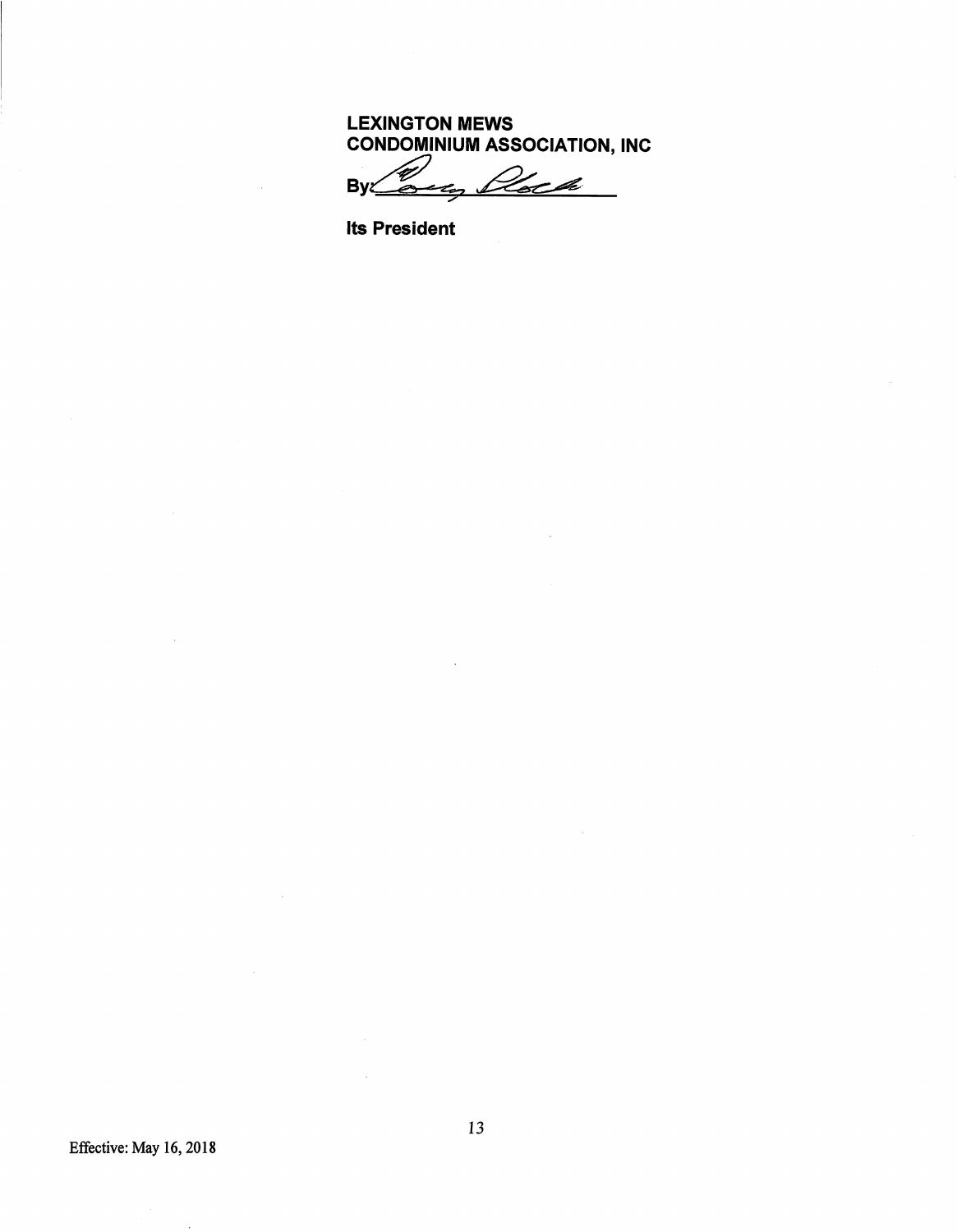**LEXINGTON MEWS**
**CONDOMINIUM ASSOCIATION, INC**

By: ______________________

**Its President**

Effective: May 16, 2018